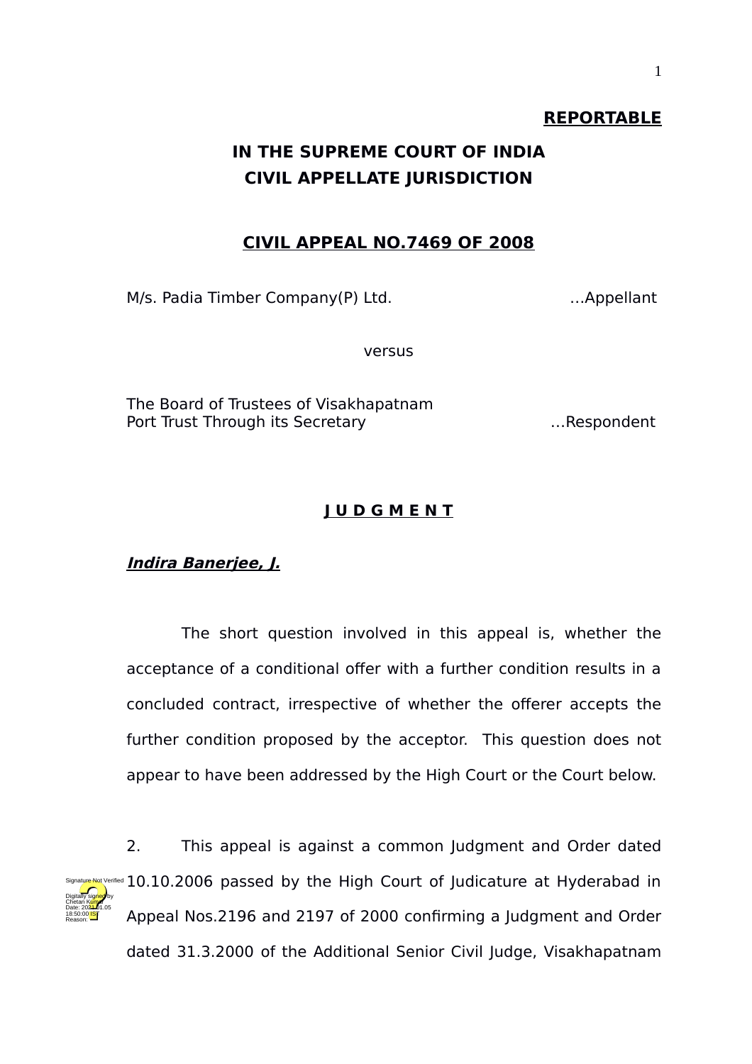**REPORTABLE**

# IN THE SUPREME COURT OF INDIA
# CIVIL APPELLATE JURISDICTION

## CIVIL APPEAL NO.7469 OF 2008

M/s. Padia Timber Company(P) Ltd. …Appellant

versus

The Board of Trustees of Visakhapatnam Port Trust Through its Secretary …Respondent

## J U D G M E N T

***Indira Banerjee, J.***

The short question involved in this appeal is, whether the acceptance of a conditional offer with a further condition results in a concluded contract, irrespective of whether the offerer accepts the further condition proposed by the acceptor. This question does not appear to have been addressed by the High Court or the Court below.

2. This appeal is against a common Judgment and Order dated 10.10.2006 passed by the High Court of Judicature at Hyderabad in Appeal Nos.2196 and 2197 of 2000 confirming a Judgment and Order dated 31.3.2000 of the Additional Senior Civil Judge, Visakhapatnam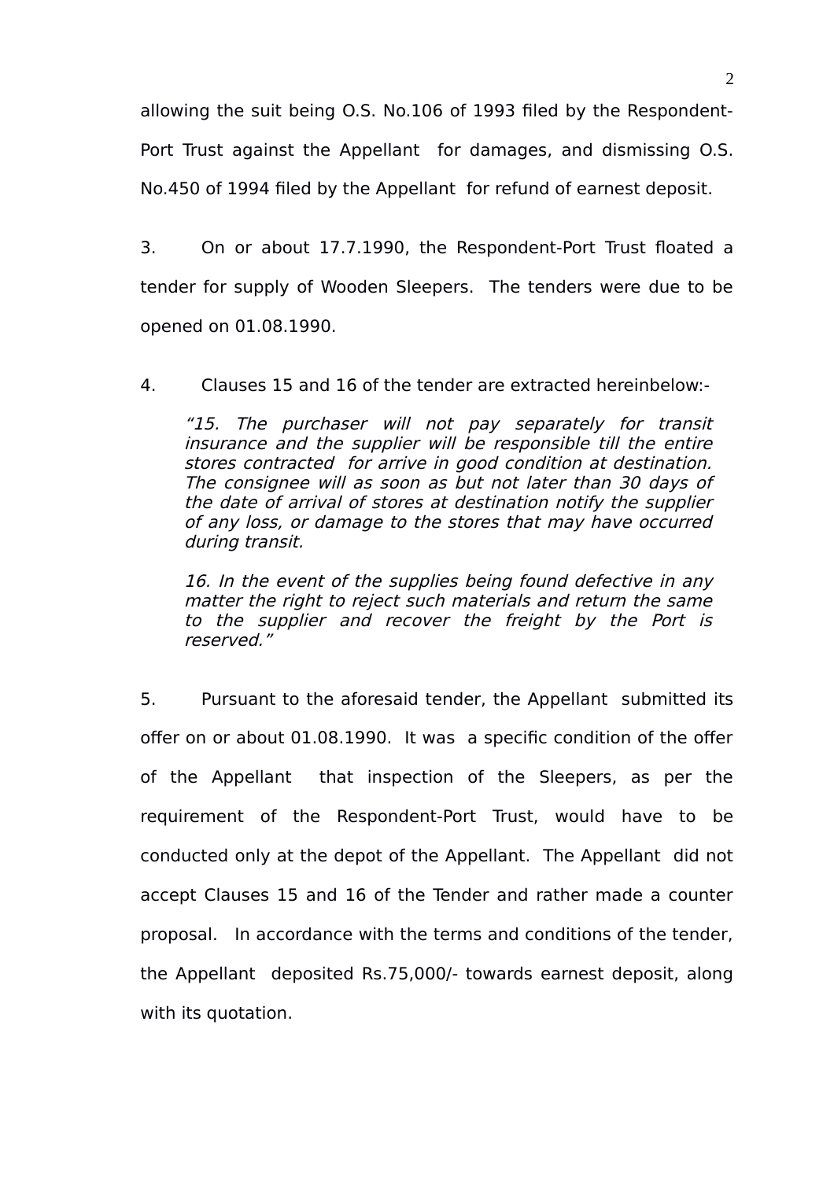allowing the suit being O.S. No.106 of 1993 filed by the Respondent-Port Trust against the Appellant for damages, and dismissing O.S. No.450 of 1994 filed by the Appellant for refund of earnest deposit.

3. On or about 17.7.1990, the Respondent-Port Trust floated a tender for supply of Wooden Sleepers. The tenders were due to be opened on 01.08.1990.

4. Clauses 15 and 16 of the tender are extracted hereinbelow:-

> *"15. The purchaser will not pay separately for transit insurance and the supplier will be responsible till the entire stores contracted for arrive in good condition at destination. The consignee will as soon as but not later than 30 days of the date of arrival of stores at destination notify the supplier of any loss, or damage to the stores that may have occurred during transit.*
>
> *16. In the event of the supplies being found defective in any matter the right to reject such materials and return the same to the supplier and recover the freight by the Port is reserved."*

5. Pursuant to the aforesaid tender, the Appellant submitted its offer on or about 01.08.1990. It was a specific condition of the offer of the Appellant that inspection of the Sleepers, as per the requirement of the Respondent-Port Trust, would have to be conducted only at the depot of the Appellant. The Appellant did not accept Clauses 15 and 16 of the Tender and rather made a counter proposal. In accordance with the terms and conditions of the tender, the Appellant deposited Rs.75,000/- towards earnest deposit, along with its quotation.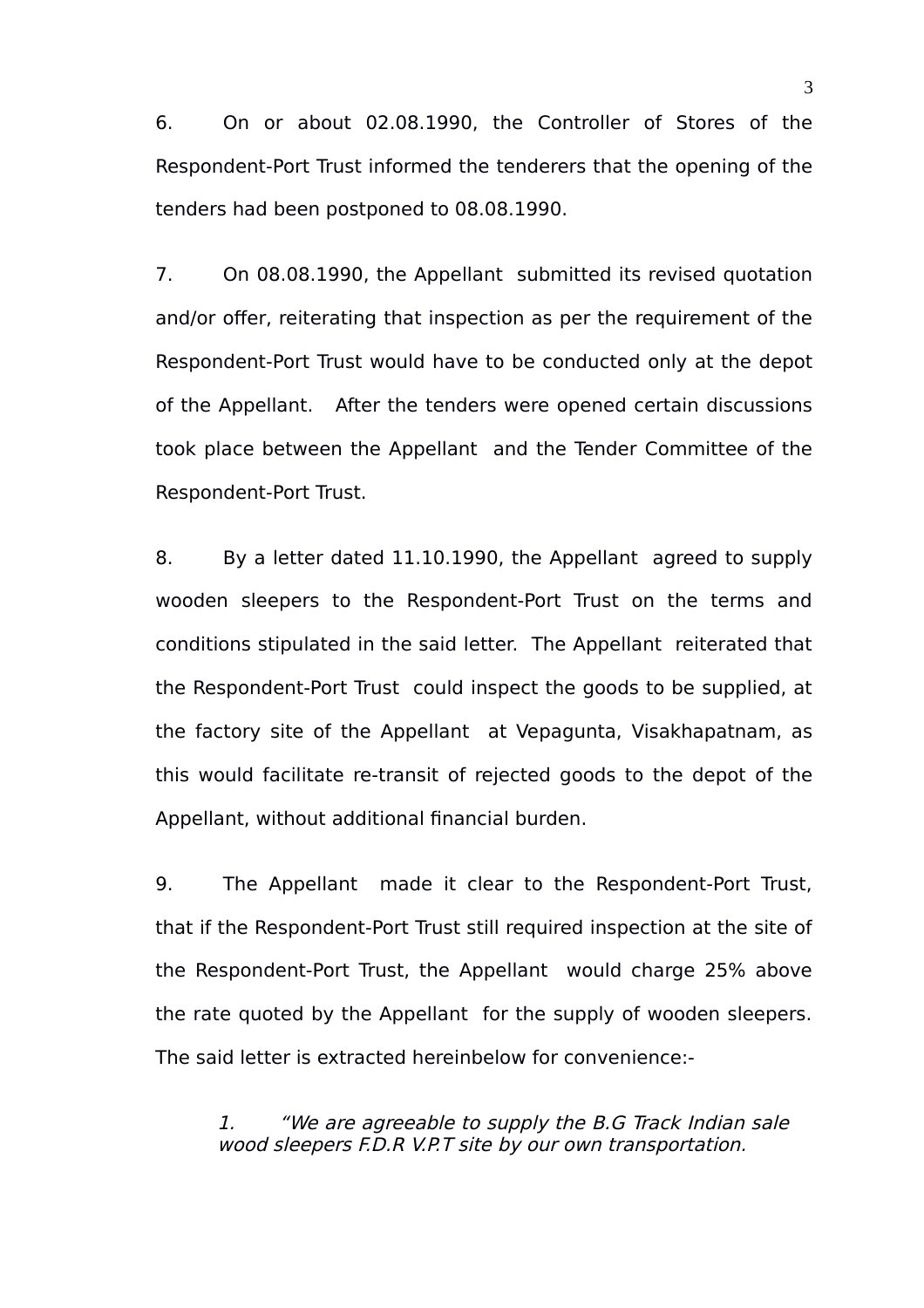6. On or about 02.08.1990, the Controller of Stores of the Respondent-Port Trust informed the tenderers that the opening of the tenders had been postponed to 08.08.1990.

7. On 08.08.1990, the Appellant submitted its revised quotation and/or offer, reiterating that inspection as per the requirement of the Respondent-Port Trust would have to be conducted only at the depot of the Appellant. After the tenders were opened certain discussions took place between the Appellant and the Tender Committee of the Respondent-Port Trust.

8. By a letter dated 11.10.1990, the Appellant agreed to supply wooden sleepers to the Respondent-Port Trust on the terms and conditions stipulated in the said letter. The Appellant reiterated that the Respondent-Port Trust could inspect the goods to be supplied, at the factory site of the Appellant at Vepagunta, Visakhapatnam, as this would facilitate re-transit of rejected goods to the depot of the Appellant, without additional financial burden.

9. The Appellant made it clear to the Respondent-Port Trust, that if the Respondent-Port Trust still required inspection at the site of the Respondent-Port Trust, the Appellant would charge 25% above the rate quoted by the Appellant for the supply of wooden sleepers. The said letter is extracted hereinbelow for convenience:-

> *1. "We are agreeable to supply the B.G Track Indian sale wood sleepers F.D.R V.P.T site by our own transportation.*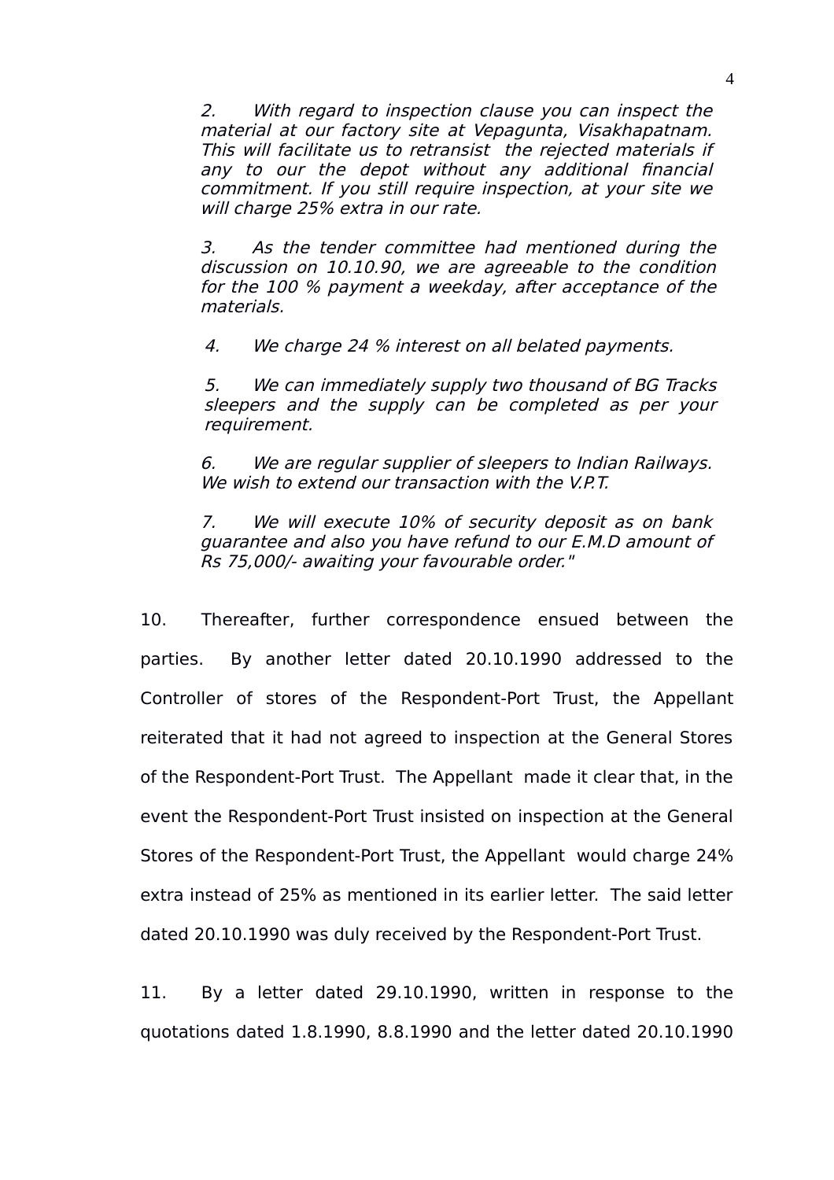*2. With regard to inspection clause you can inspect the material at our factory site at Vepagunta, Visakhapatnam. This will facilitate us to retransist the rejected materials if any to our the depot without any additional financial commitment. If you still require inspection, at your site we will charge 25% extra in our rate.*

*3. As the tender committee had mentioned during the discussion on 10.10.90, we are agreeable to the condition for the 100 % payment a weekday, after acceptance of the materials.*

*4. We charge 24 % interest on all belated payments.*

*5. We can immediately supply two thousand of BG Tracks sleepers and the supply can be completed as per your requirement.*

*6. We are regular supplier of sleepers to Indian Railways. We wish to extend our transaction with the V.P.T.*

*7. We will execute 10% of security deposit as on bank guarantee and also you have refund to our E.M.D amount of Rs 75,000/- awaiting your favourable order."*

10. Thereafter, further correspondence ensued between the parties. By another letter dated 20.10.1990 addressed to the Controller of stores of the Respondent-Port Trust, the Appellant reiterated that it had not agreed to inspection at the General Stores of the Respondent-Port Trust. The Appellant made it clear that, in the event the Respondent-Port Trust insisted on inspection at the General Stores of the Respondent-Port Trust, the Appellant would charge 24% extra instead of 25% as mentioned in its earlier letter. The said letter dated 20.10.1990 was duly received by the Respondent-Port Trust.

11. By a letter dated 29.10.1990, written in response to the quotations dated 1.8.1990, 8.8.1990 and the letter dated 20.10.1990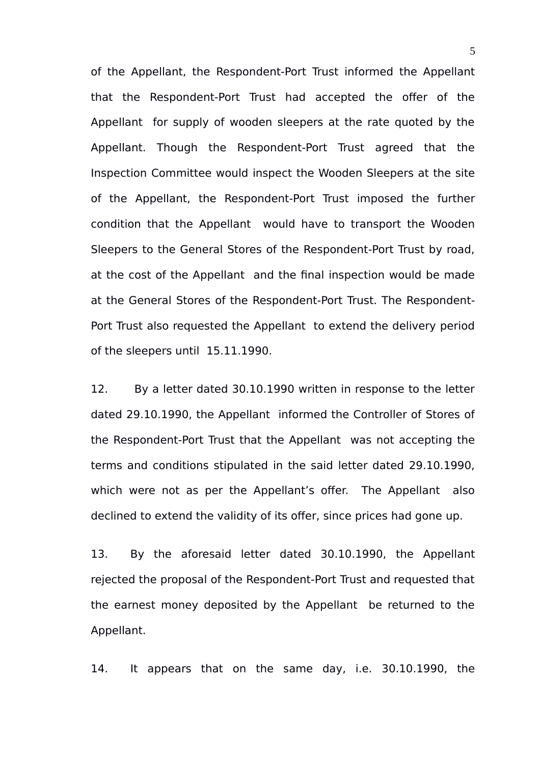of the Appellant, the Respondent-Port Trust informed the Appellant that the Respondent-Port Trust had accepted the offer of the Appellant for supply of wooden sleepers at the rate quoted by the Appellant. Though the Respondent-Port Trust agreed that the Inspection Committee would inspect the Wooden Sleepers at the site of the Appellant, the Respondent-Port Trust imposed the further condition that the Appellant would have to transport the Wooden Sleepers to the General Stores of the Respondent-Port Trust by road, at the cost of the Appellant and the final inspection would be made at the General Stores of the Respondent-Port Trust. The Respondent-Port Trust also requested the Appellant to extend the delivery period of the sleepers until 15.11.1990.

12. By a letter dated 30.10.1990 written in response to the letter dated 29.10.1990, the Appellant informed the Controller of Stores of the Respondent-Port Trust that the Appellant was not accepting the terms and conditions stipulated in the said letter dated 29.10.1990, which were not as per the Appellant's offer. The Appellant also declined to extend the validity of its offer, since prices had gone up.

13. By the aforesaid letter dated 30.10.1990, the Appellant rejected the proposal of the Respondent-Port Trust and requested that the earnest money deposited by the Appellant be returned to the Appellant.

14. It appears that on the same day, i.e. 30.10.1990, the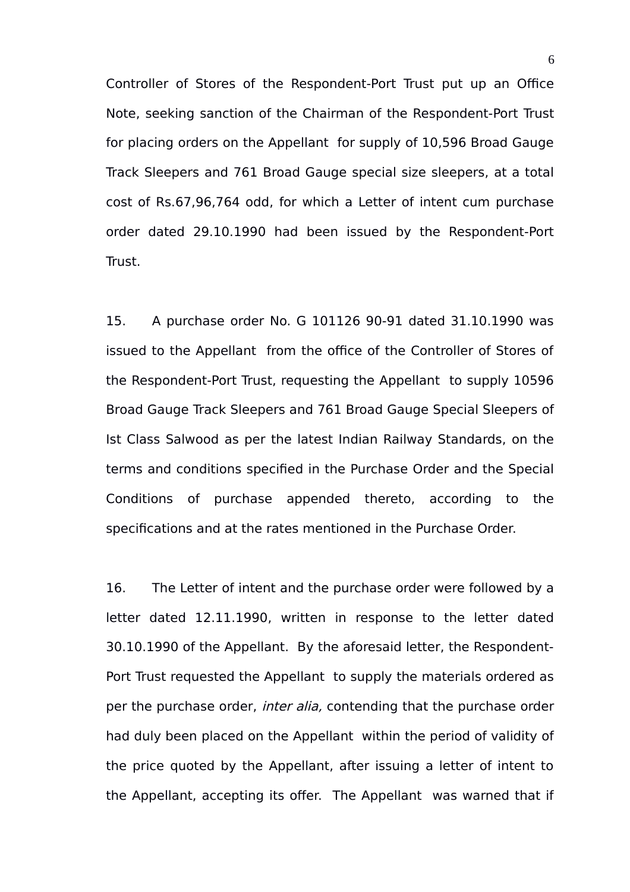Controller of Stores of the Respondent-Port Trust put up an Office Note, seeking sanction of the Chairman of the Respondent-Port Trust for placing orders on the Appellant for supply of 10,596 Broad Gauge Track Sleepers and 761 Broad Gauge special size sleepers, at a total cost of Rs.67,96,764 odd, for which a Letter of intent cum purchase order dated 29.10.1990 had been issued by the Respondent-Port Trust.

15. A purchase order No. G 101126 90-91 dated 31.10.1990 was issued to the Appellant from the office of the Controller of Stores of the Respondent-Port Trust, requesting the Appellant to supply 10596 Broad Gauge Track Sleepers and 761 Broad Gauge Special Sleepers of Ist Class Salwood as per the latest Indian Railway Standards, on the terms and conditions specified in the Purchase Order and the Special Conditions of purchase appended thereto, according to the specifications and at the rates mentioned in the Purchase Order.

16. The Letter of intent and the purchase order were followed by a letter dated 12.11.1990, written in response to the letter dated 30.10.1990 of the Appellant. By the aforesaid letter, the Respondent-Port Trust requested the Appellant to supply the materials ordered as per the purchase order, *inter alia,* contending that the purchase order had duly been placed on the Appellant within the period of validity of the price quoted by the Appellant, after issuing a letter of intent to the Appellant, accepting its offer. The Appellant was warned that if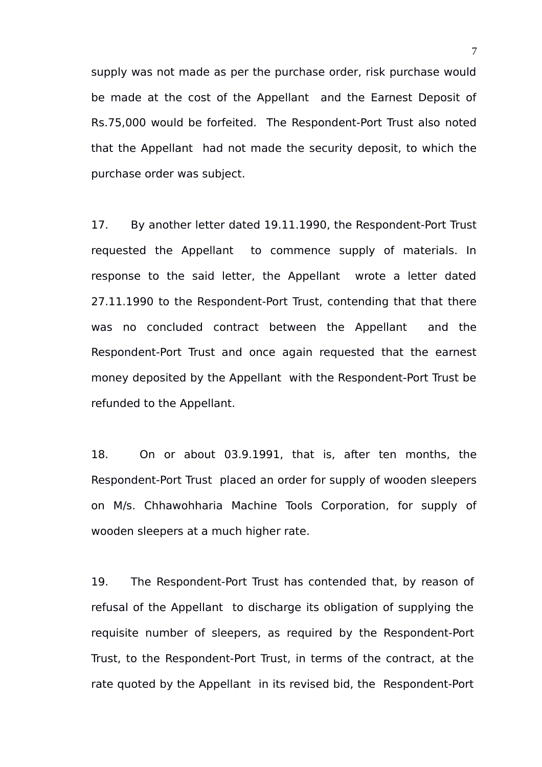supply was not made as per the purchase order, risk purchase would be made at the cost of the Appellant and the Earnest Deposit of Rs.75,000 would be forfeited. The Respondent-Port Trust also noted that the Appellant had not made the security deposit, to which the purchase order was subject.

17. By another letter dated 19.11.1990, the Respondent-Port Trust requested the Appellant to commence supply of materials. In response to the said letter, the Appellant wrote a letter dated 27.11.1990 to the Respondent-Port Trust, contending that that there was no concluded contract between the Appellant and the Respondent-Port Trust and once again requested that the earnest money deposited by the Appellant with the Respondent-Port Trust be refunded to the Appellant.

18. On or about 03.9.1991, that is, after ten months, the Respondent-Port Trust placed an order for supply of wooden sleepers on M/s. Chhawohharia Machine Tools Corporation, for supply of wooden sleepers at a much higher rate.

19. The Respondent-Port Trust has contended that, by reason of refusal of the Appellant to discharge its obligation of supplying the requisite number of sleepers, as required by the Respondent-Port Trust, to the Respondent-Port Trust, in terms of the contract, at the rate quoted by the Appellant in its revised bid, the Respondent-Port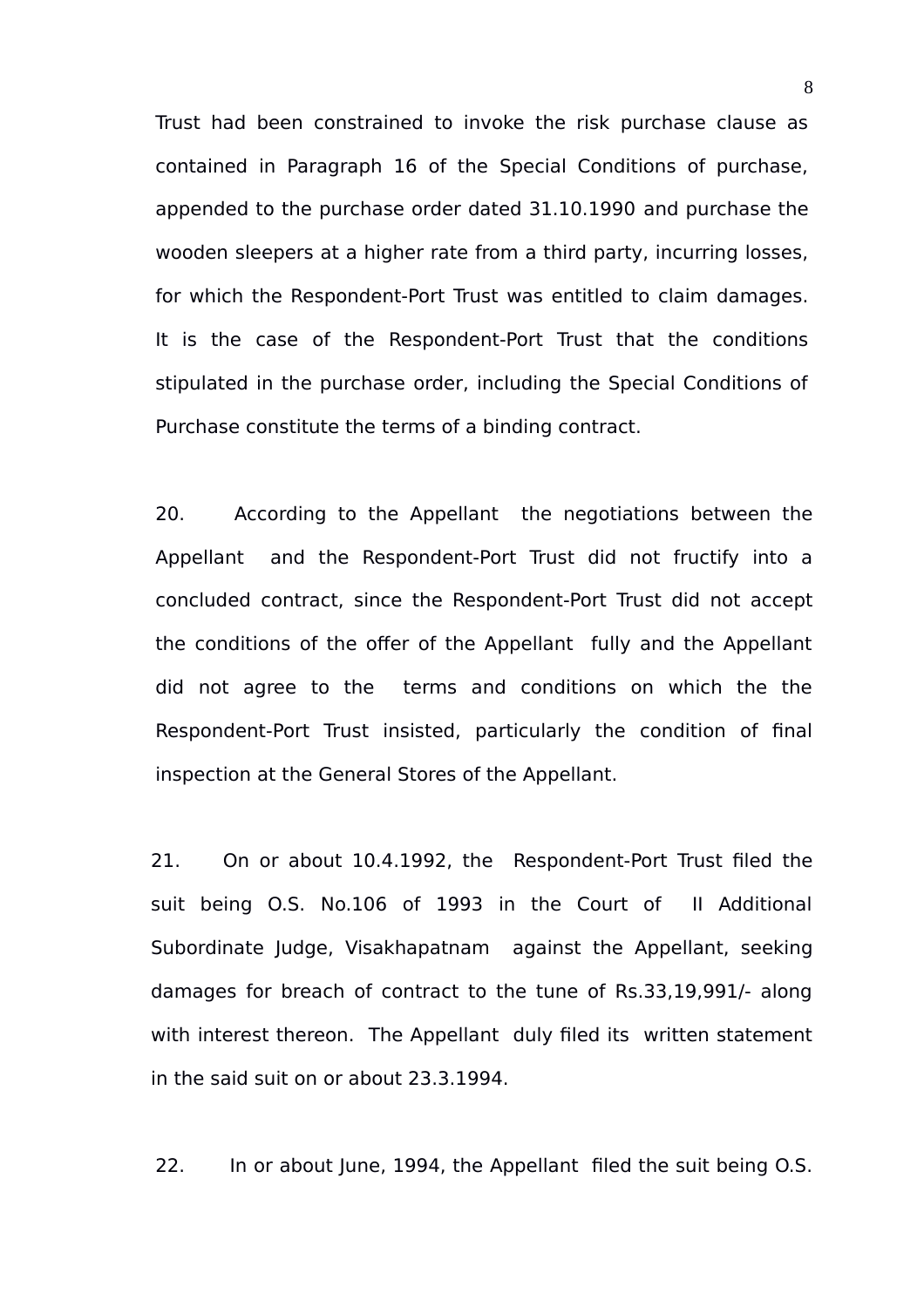Trust had been constrained to invoke the risk purchase clause as contained in Paragraph 16 of the Special Conditions of purchase, appended to the purchase order dated 31.10.1990 and purchase the wooden sleepers at a higher rate from a third party, incurring losses, for which the Respondent-Port Trust was entitled to claim damages. It is the case of the Respondent-Port Trust that the conditions stipulated in the purchase order, including the Special Conditions of Purchase constitute the terms of a binding contract.

20. According to the Appellant the negotiations between the Appellant and the Respondent-Port Trust did not fructify into a concluded contract, since the Respondent-Port Trust did not accept the conditions of the offer of the Appellant fully and the Appellant did not agree to the terms and conditions on which the the Respondent-Port Trust insisted, particularly the condition of final inspection at the General Stores of the Appellant.

21. On or about 10.4.1992, the Respondent-Port Trust filed the suit being O.S. No.106 of 1993 in the Court of II Additional Subordinate Judge, Visakhapatnam against the Appellant, seeking damages for breach of contract to the tune of Rs.33,19,991/- along with interest thereon. The Appellant duly filed its written statement in the said suit on or about 23.3.1994.

22. In or about June, 1994, the Appellant filed the suit being O.S.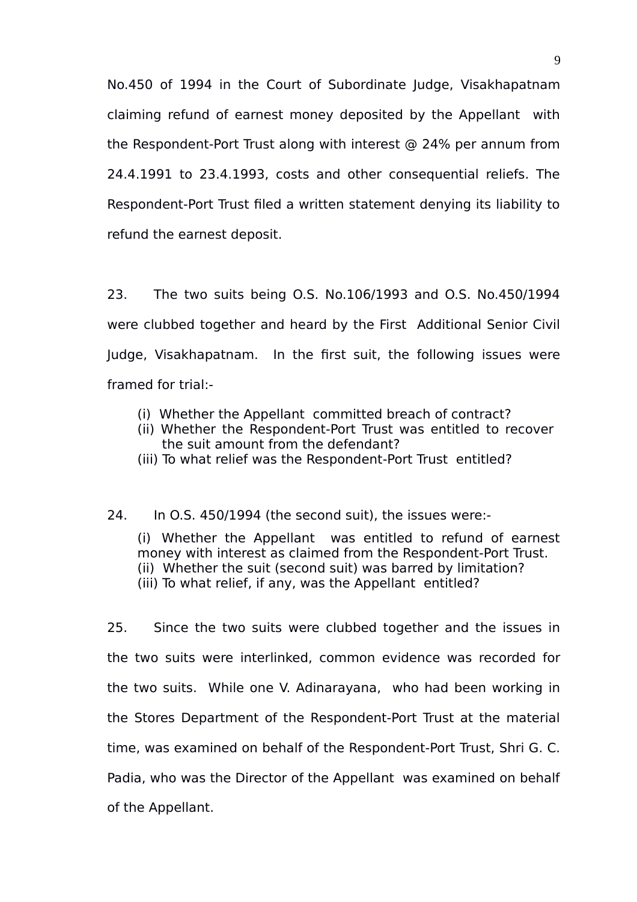No.450 of 1994 in the Court of Subordinate Judge, Visakhapatnam claiming refund of earnest money deposited by the Appellant with the Respondent-Port Trust along with interest @ 24% per annum from 24.4.1991 to 23.4.1993, costs and other consequential reliefs. The Respondent-Port Trust filed a written statement denying its liability to refund the earnest deposit.

23. The two suits being O.S. No.106/1993 and O.S. No.450/1994 were clubbed together and heard by the First Additional Senior Civil Judge, Visakhapatnam. In the first suit, the following issues were framed for trial:-

(i) Whether the Appellant committed breach of contract?
(ii) Whether the Respondent-Port Trust was entitled to recover the suit amount from the defendant?
(iii) To what relief was the Respondent-Port Trust entitled?

24. In O.S. 450/1994 (the second suit), the issues were:-

(i) Whether the Appellant was entitled to refund of earnest money with interest as claimed from the Respondent-Port Trust.
(ii) Whether the suit (second suit) was barred by limitation?
(iii) To what relief, if any, was the Appellant entitled?

25. Since the two suits were clubbed together and the issues in the two suits were interlinked, common evidence was recorded for the two suits. While one V. Adinarayana, who had been working in the Stores Department of the Respondent-Port Trust at the material time, was examined on behalf of the Respondent-Port Trust, Shri G. C. Padia, who was the Director of the Appellant was examined on behalf of the Appellant.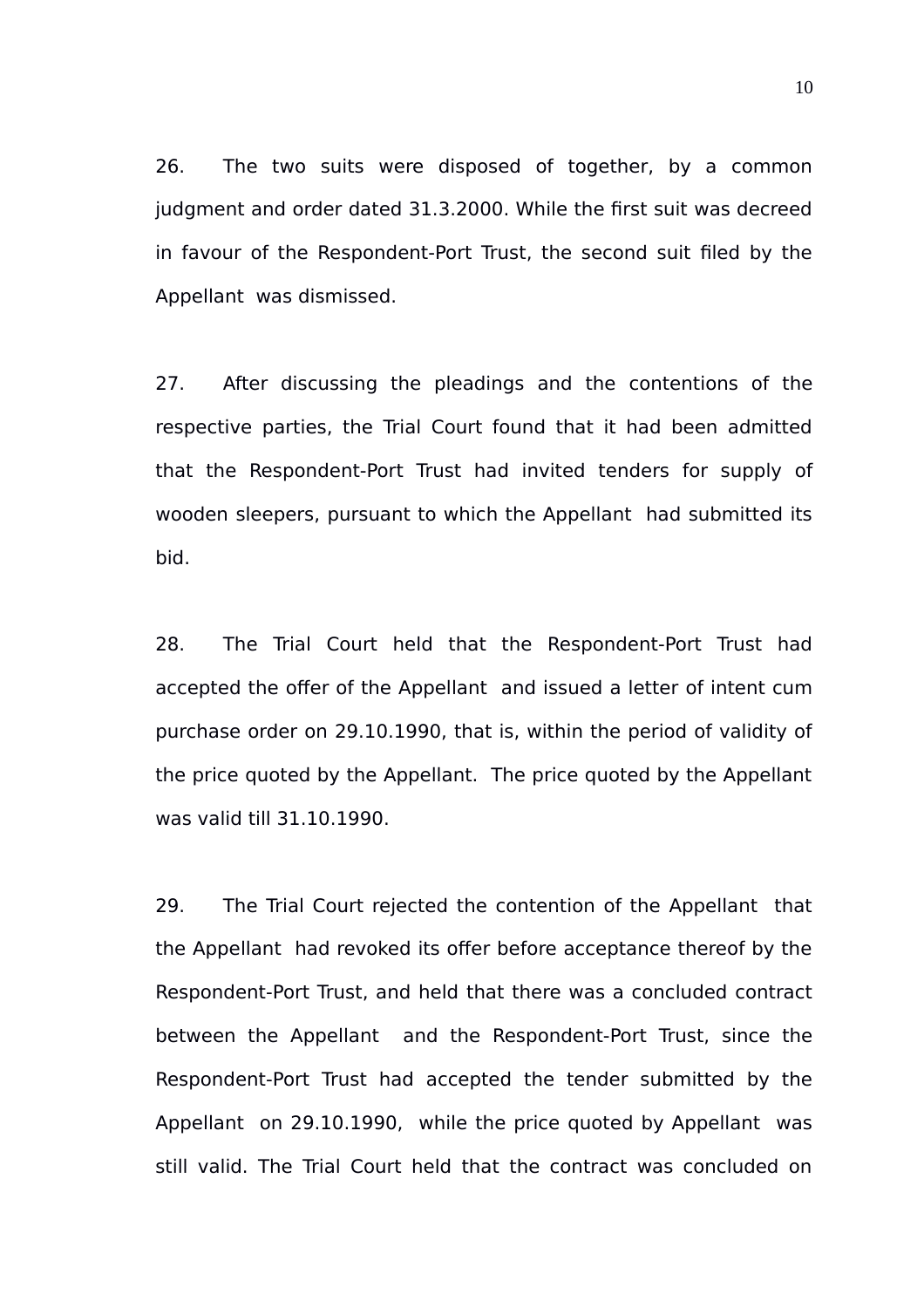26. The two suits were disposed of together, by a common judgment and order dated 31.3.2000. While the first suit was decreed in favour of the Respondent-Port Trust, the second suit filed by the Appellant was dismissed.

27. After discussing the pleadings and the contentions of the respective parties, the Trial Court found that it had been admitted that the Respondent-Port Trust had invited tenders for supply of wooden sleepers, pursuant to which the Appellant had submitted its bid.

28. The Trial Court held that the Respondent-Port Trust had accepted the offer of the Appellant and issued a letter of intent cum purchase order on 29.10.1990, that is, within the period of validity of the price quoted by the Appellant. The price quoted by the Appellant was valid till 31.10.1990.

29. The Trial Court rejected the contention of the Appellant that the Appellant had revoked its offer before acceptance thereof by the Respondent-Port Trust, and held that there was a concluded contract between the Appellant and the Respondent-Port Trust, since the Respondent-Port Trust had accepted the tender submitted by the Appellant on 29.10.1990, while the price quoted by Appellant was still valid. The Trial Court held that the contract was concluded on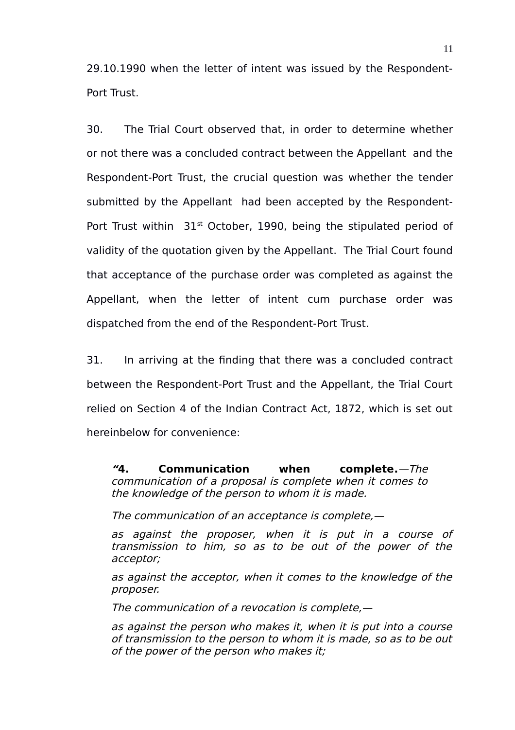29.10.1990 when the letter of intent was issued by the Respondent-Port Trust.

30. The Trial Court observed that, in order to determine whether or not there was a concluded contract between the Appellant and the Respondent-Port Trust, the crucial question was whether the tender submitted by the Appellant had been accepted by the Respondent-Port Trust within 31st October, 1990, being the stipulated period of validity of the quotation given by the Appellant. The Trial Court found that acceptance of the purchase order was completed as against the Appellant, when the letter of intent cum purchase order was dispatched from the end of the Respondent-Port Trust.

31. In arriving at the finding that there was a concluded contract between the Respondent-Port Trust and the Appellant, the Trial Court relied on Section 4 of the Indian Contract Act, 1872, which is set out hereinbelow for convenience:

> **"4. Communication when complete.**—*The communication of a proposal is complete when it comes to the knowledge of the person to whom it is made.*
>
> *The communication of an acceptance is complete,—*
>
> *as against the proposer, when it is put in a course of transmission to him, so as to be out of the power of the acceptor;*
>
> *as against the acceptor, when it comes to the knowledge of the proposer.*
>
> *The communication of a revocation is complete,—*
>
> *as against the person who makes it, when it is put into a course of transmission to the person to whom it is made, so as to be out of the power of the person who makes it;*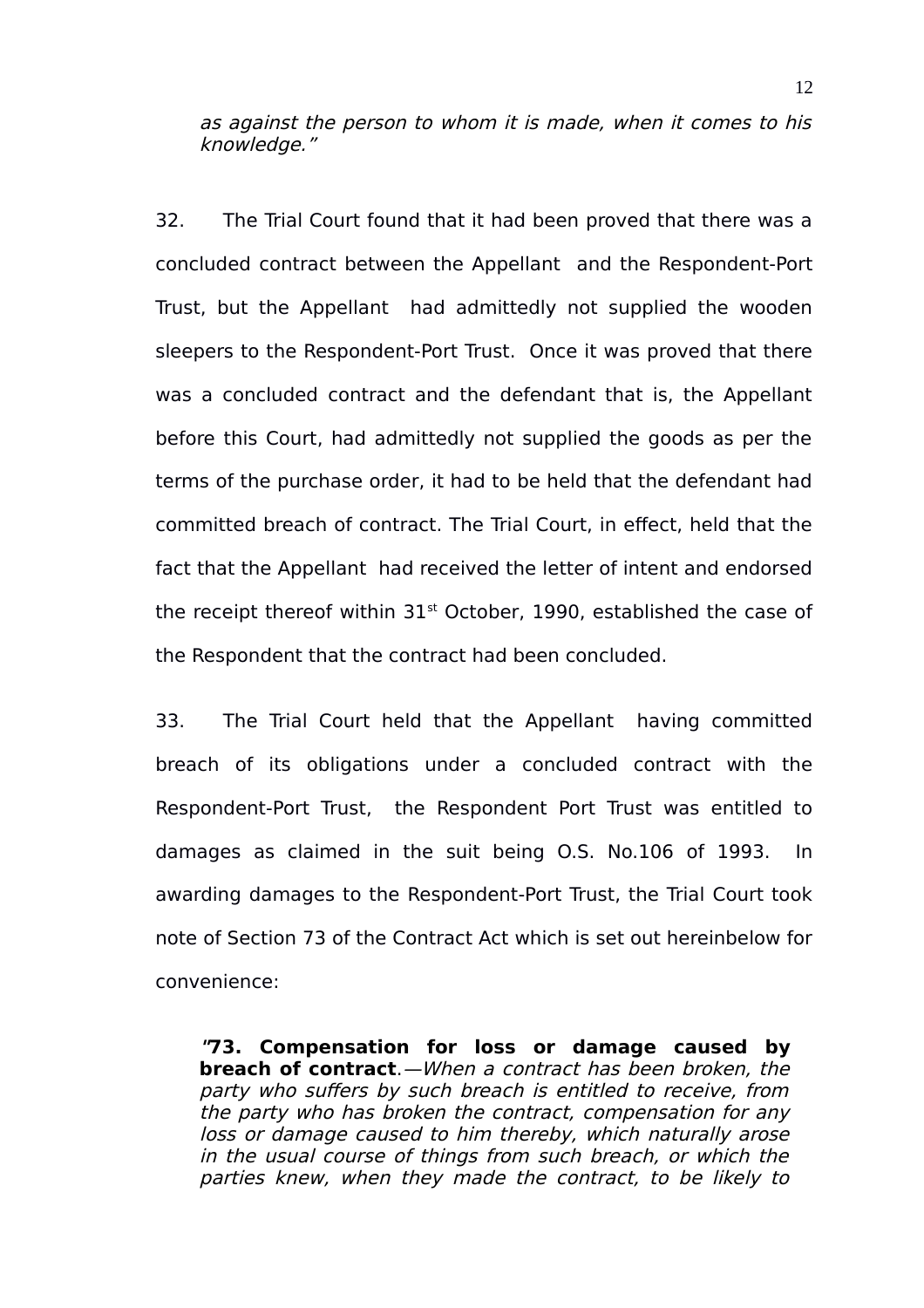*as against the person to whom it is made, when it comes to his knowledge."*

32. The Trial Court found that it had been proved that there was a concluded contract between the Appellant and the Respondent-Port Trust, but the Appellant had admittedly not supplied the wooden sleepers to the Respondent-Port Trust. Once it was proved that there was a concluded contract and the defendant that is, the Appellant before this Court, had admittedly not supplied the goods as per the terms of the purchase order, it had to be held that the defendant had committed breach of contract. The Trial Court, in effect, held that the fact that the Appellant had received the letter of intent and endorsed the receipt thereof within 31st October, 1990, established the case of the Respondent that the contract had been concluded.

33. The Trial Court held that the Appellant having committed breach of its obligations under a concluded contract with the Respondent-Port Trust, the Respondent Port Trust was entitled to damages as claimed in the suit being O.S. No.106 of 1993. In awarding damages to the Respondent-Port Trust, the Trial Court took note of Section 73 of the Contract Act which is set out hereinbelow for convenience:

> "**73. Compensation for loss or damage caused by breach of contract**.—*When a contract has been broken, the party who suffers by such breach is entitled to receive, from the party who has broken the contract, compensation for any loss or damage caused to him thereby, which naturally arose in the usual course of things from such breach, or which the parties knew, when they made the contract, to be likely to*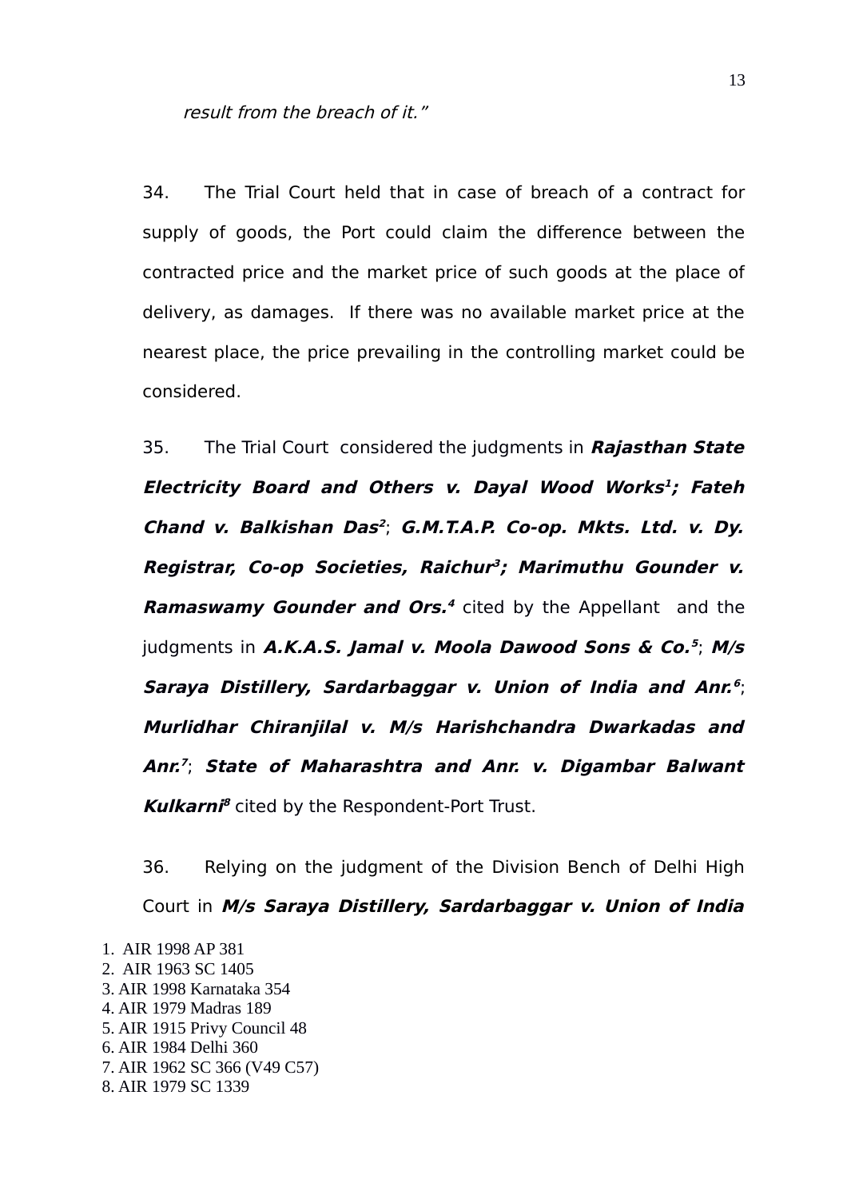*result from the breach of it."*

34. The Trial Court held that in case of breach of a contract for supply of goods, the Port could claim the difference between the contracted price and the market price of such goods at the place of delivery, as damages. If there was no available market price at the nearest place, the price prevailing in the controlling market could be considered.

35. The Trial Court considered the judgments in ***Rajasthan State Electricity Board and Others v. Dayal Wood Works***[1]***; Fateh Chand v. Balkishan Das***[2]; ***G.M.T.A.P. Co-op. Mkts. Ltd. v. Dy. Registrar, Co-op Societies, Raichur***[3]***; Marimuthu Gounder v. Ramaswamy Gounder and Ors.***[4] cited by the Appellant and the judgments in ***A.K.A.S. Jamal v. Moola Dawood Sons & Co.***[5]; ***M/s Saraya Distillery, Sardarbaggar v. Union of India and Anr.***[6]; ***Murlidhar Chiranjilal v. M/s Harishchandra Dwarkadas and Anr.***[7]; ***State of Maharashtra and Anr. v. Digambar Balwant Kulkarni***[8] cited by the Respondent-Port Trust.

36. Relying on the judgment of the Division Bench of Delhi High Court in ***M/s Saraya Distillery, Sardarbaggar v. Union of India***

1. AIR 1998 AP 381
2. AIR 1963 SC 1405
3. AIR 1998 Karnataka 354
4. AIR 1979 Madras 189
5. AIR 1915 Privy Council 48
6. AIR 1984 Delhi 360
7. AIR 1962 SC 366 (V49 C57)
8. AIR 1979 SC 1339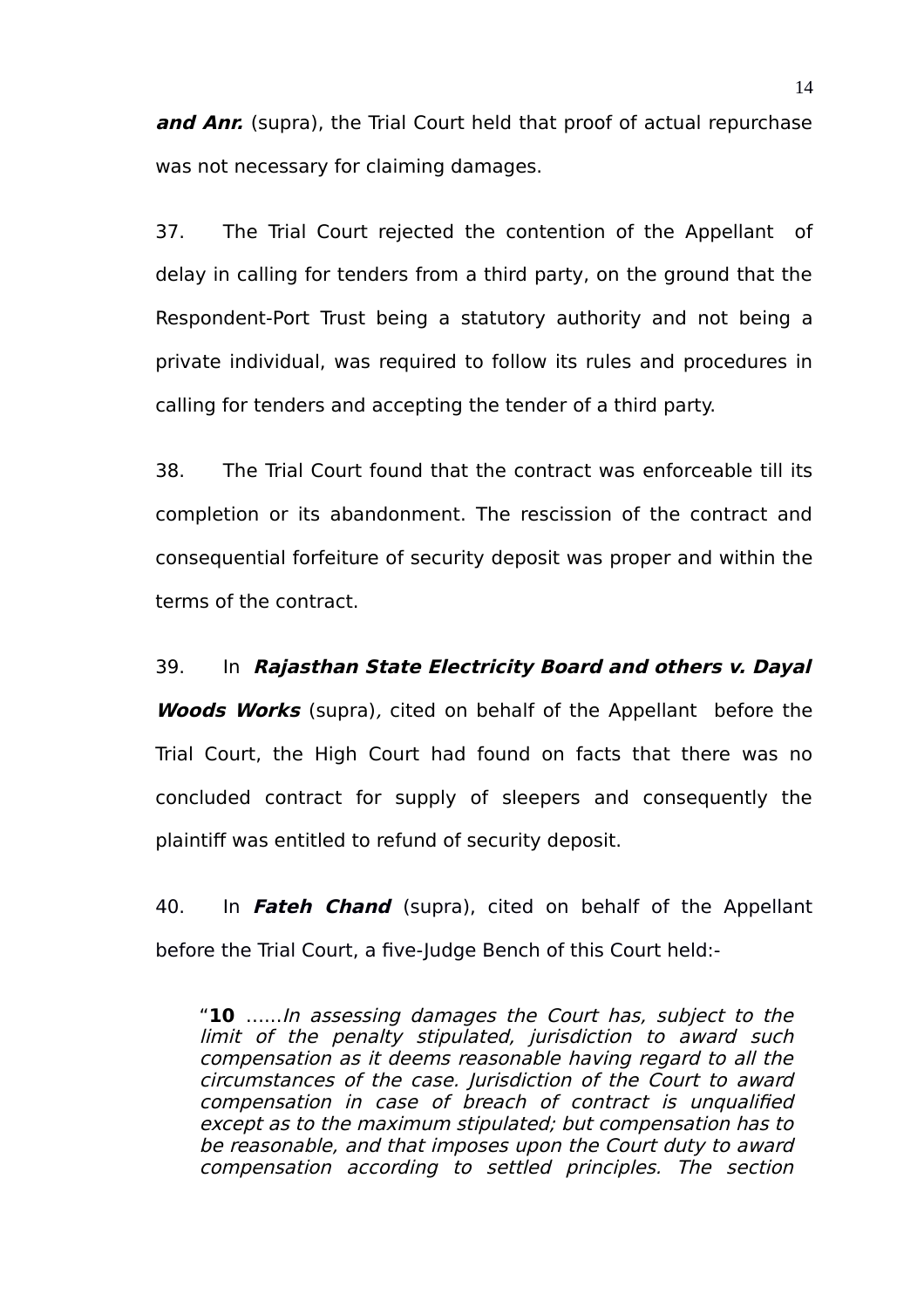***and Anr.*** (supra), the Trial Court held that proof of actual repurchase was not necessary for claiming damages.

37. The Trial Court rejected the contention of the Appellant of delay in calling for tenders from a third party, on the ground that the Respondent-Port Trust being a statutory authority and not being a private individual, was required to follow its rules and procedures in calling for tenders and accepting the tender of a third party.

38. The Trial Court found that the contract was enforceable till its completion or its abandonment. The rescission of the contract and consequential forfeiture of security deposit was proper and within the terms of the contract.

39. In ***Rajasthan State Electricity Board and others v. Dayal Woods Works*** (supra), cited on behalf of the Appellant before the Trial Court, the High Court had found on facts that there was no concluded contract for supply of sleepers and consequently the plaintiff was entitled to refund of security deposit.

40. In ***Fateh Chand*** (supra), cited on behalf of the Appellant before the Trial Court, a five-Judge Bench of this Court held:-

> "**10** ……*In assessing damages the Court has, subject to the limit of the penalty stipulated, jurisdiction to award such compensation as it deems reasonable having regard to all the circumstances of the case. Jurisdiction of the Court to award compensation in case of breach of contract is unqualified except as to the maximum stipulated; but compensation has to be reasonable, and that imposes upon the Court duty to award compensation according to settled principles. The section*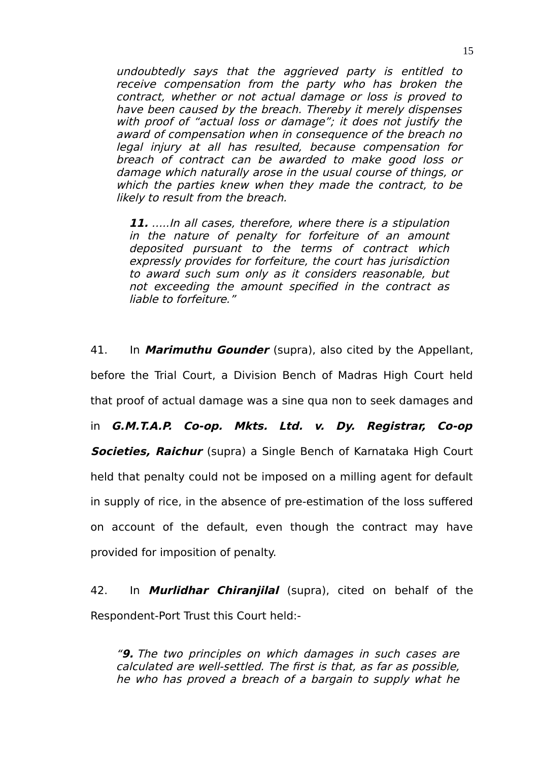*undoubtedly says that the aggrieved party is entitled to receive compensation from the party who has broken the contract, whether or not actual damage or loss is proved to have been caused by the breach. Thereby it merely dispenses with proof of "actual loss or damage"; it does not justify the award of compensation when in consequence of the breach no legal injury at all has resulted, because compensation for breach of contract can be awarded to make good loss or damage which naturally arose in the usual course of things, or which the parties knew when they made the contract, to be likely to result from the breach.*

> ***11.** .....In all cases, therefore, where there is a stipulation in the nature of penalty for forfeiture of an amount deposited pursuant to the terms of contract which expressly provides for forfeiture, the court has jurisdiction to award such sum only as it considers reasonable, but not exceeding the amount specified in the contract as liable to forfeiture."*

41. In ***Marimuthu Gounder*** (supra), also cited by the Appellant, before the Trial Court, a Division Bench of Madras High Court held that proof of actual damage was a sine qua non to seek damages and in ***G.M.T.A.P. Co-op. Mkts. Ltd. v. Dy. Registrar, Co-op Societies, Raichur*** (supra) a Single Bench of Karnataka High Court held that penalty could not be imposed on a milling agent for default in supply of rice, in the absence of pre-estimation of the loss suffered on account of the default, even though the contract may have provided for imposition of penalty.

42. In ***Murlidhar Chiranjilal*** (supra), cited on behalf of the Respondent-Port Trust this Court held:-

> *"**9.** The two principles on which damages in such cases are calculated are well-settled. The first is that, as far as possible, he who has proved a breach of a bargain to supply what he*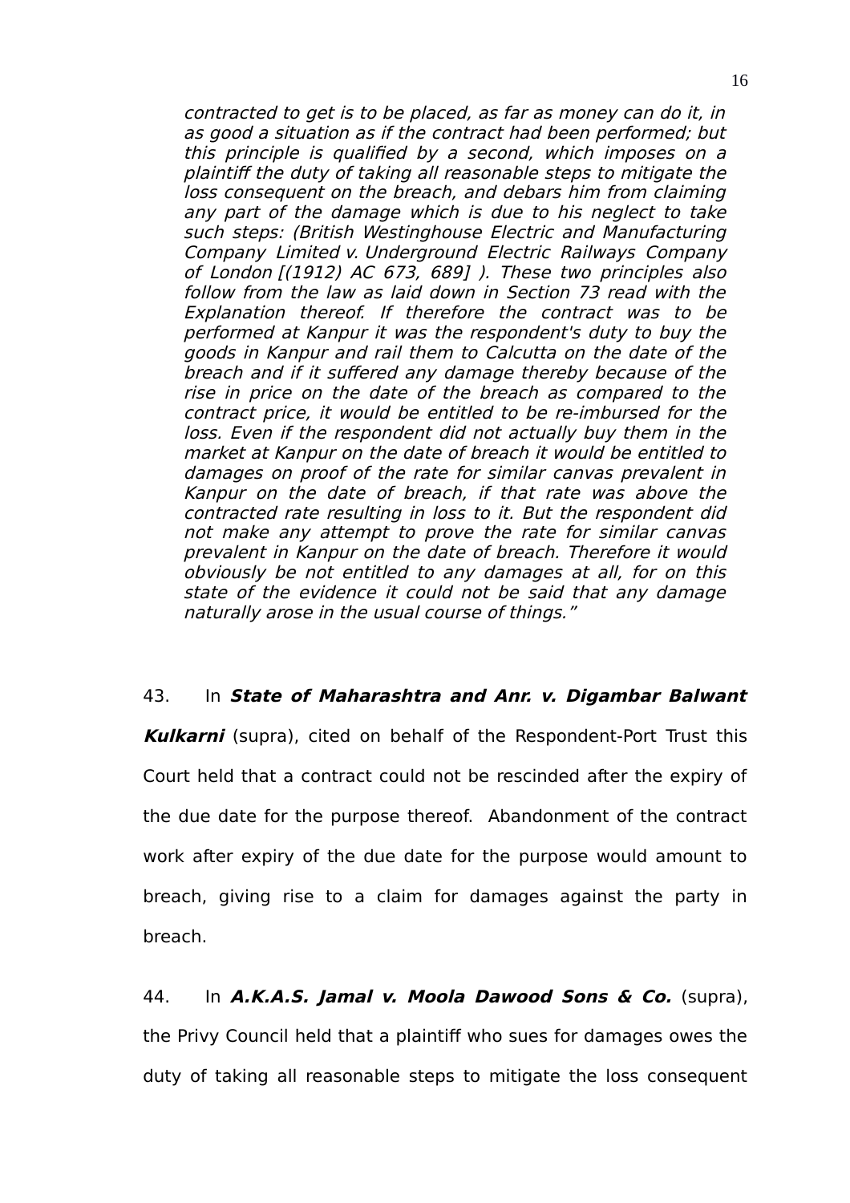*contracted to get is to be placed, as far as money can do it, in as good a situation as if the contract had been performed; but this principle is qualified by a second, which imposes on a plaintiff the duty of taking all reasonable steps to mitigate the loss consequent on the breach, and debars him from claiming any part of the damage which is due to his neglect to take such steps: (British Westinghouse Electric and Manufacturing Company Limited v. Underground Electric Railways Company of London [(1912) AC 673, 689] ). These two principles also follow from the law as laid down in Section 73 read with the Explanation thereof. If therefore the contract was to be performed at Kanpur it was the respondent's duty to buy the goods in Kanpur and rail them to Calcutta on the date of the breach and if it suffered any damage thereby because of the rise in price on the date of the breach as compared to the contract price, it would be entitled to be re-imbursed for the loss. Even if the respondent did not actually buy them in the market at Kanpur on the date of breach it would be entitled to damages on proof of the rate for similar canvas prevalent in Kanpur on the date of breach, if that rate was above the contracted rate resulting in loss to it. But the respondent did not make any attempt to prove the rate for similar canvas prevalent in Kanpur on the date of breach. Therefore it would obviously be not entitled to any damages at all, for on this state of the evidence it could not be said that any damage naturally arose in the usual course of things."*

43. In ***State of Maharashtra and Anr. v. Digambar Balwant Kulkarni*** (supra), cited on behalf of the Respondent-Port Trust this Court held that a contract could not be rescinded after the expiry of the due date for the purpose thereof. Abandonment of the contract work after expiry of the due date for the purpose would amount to breach, giving rise to a claim for damages against the party in breach.

44. In ***A.K.A.S. Jamal v. Moola Dawood Sons & Co.*** (supra), the Privy Council held that a plaintiff who sues for damages owes the duty of taking all reasonable steps to mitigate the loss consequent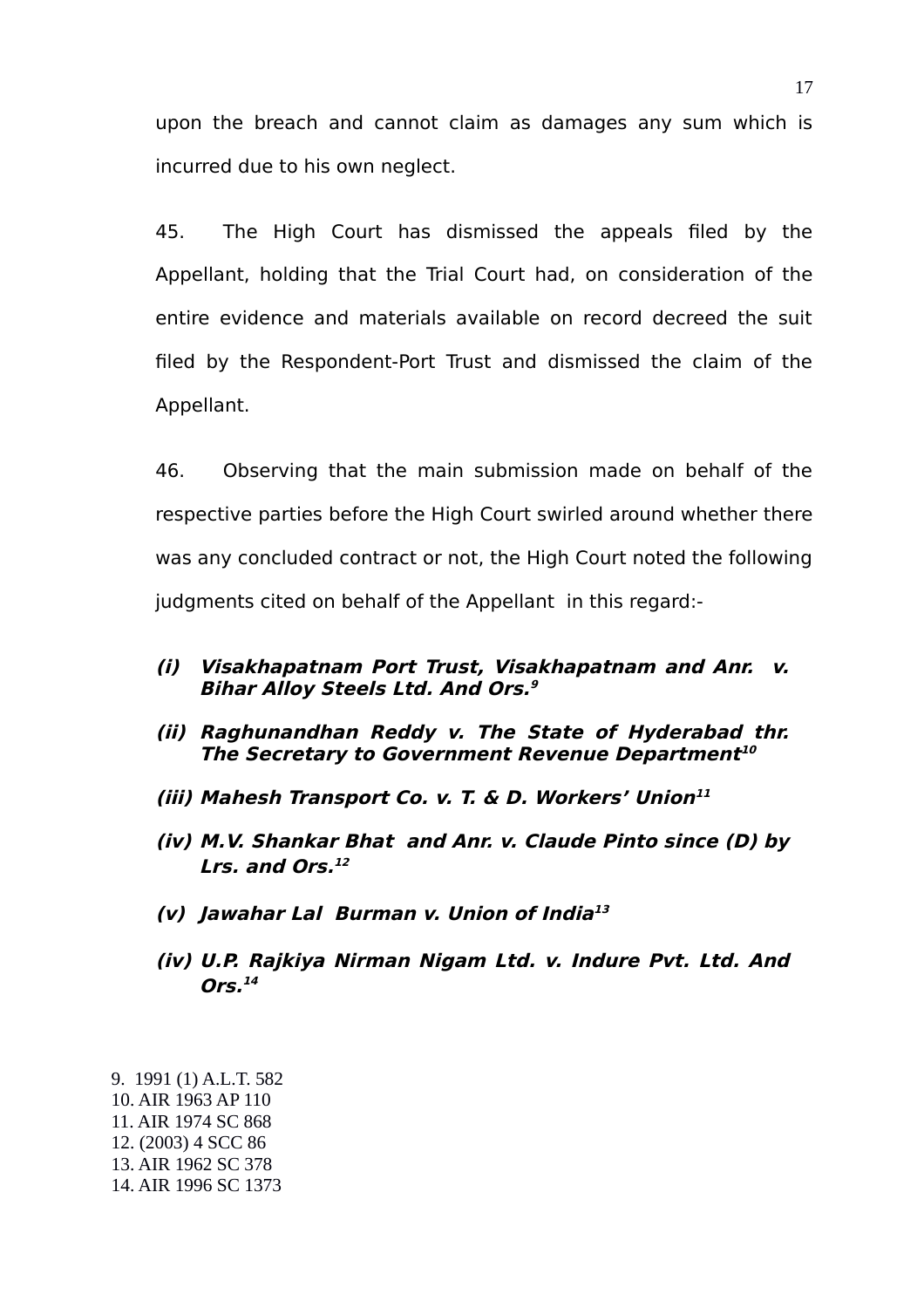upon the breach and cannot claim as damages any sum which is incurred due to his own neglect.

45. The High Court has dismissed the appeals filed by the Appellant, holding that the Trial Court had, on consideration of the entire evidence and materials available on record decreed the suit filed by the Respondent-Port Trust and dismissed the claim of the Appellant.

46. Observing that the main submission made on behalf of the respective parties before the High Court swirled around whether there was any concluded contract or not, the High Court noted the following judgments cited on behalf of the Appellant in this regard:-

***(i) Visakhapatnam Port Trust, Visakhapatnam and Anr. v. Bihar Alloy Steels Ltd. And Ors.***[9]

***(ii) Raghunandhan Reddy v. The State of Hyderabad thr. The Secretary to Government Revenue Department***[10]

***(iii) Mahesh Transport Co. v. T. & D. Workers' Union***[11]

***(iv) M.V. Shankar Bhat and Anr. v. Claude Pinto since (D) by Lrs. and Ors.***[12]

***(v) Jawahar Lal Burman v. Union of India***[13]

***(iv) U.P. Rajkiya Nirman Nigam Ltd. v. Indure Pvt. Ltd. And Ors.***[14]

9. 1991 (1) A.L.T. 582
10. AIR 1963 AP 110
11. AIR 1974 SC 868
12. (2003) 4 SCC 86
13. AIR 1962 SC 378
14. AIR 1996 SC 1373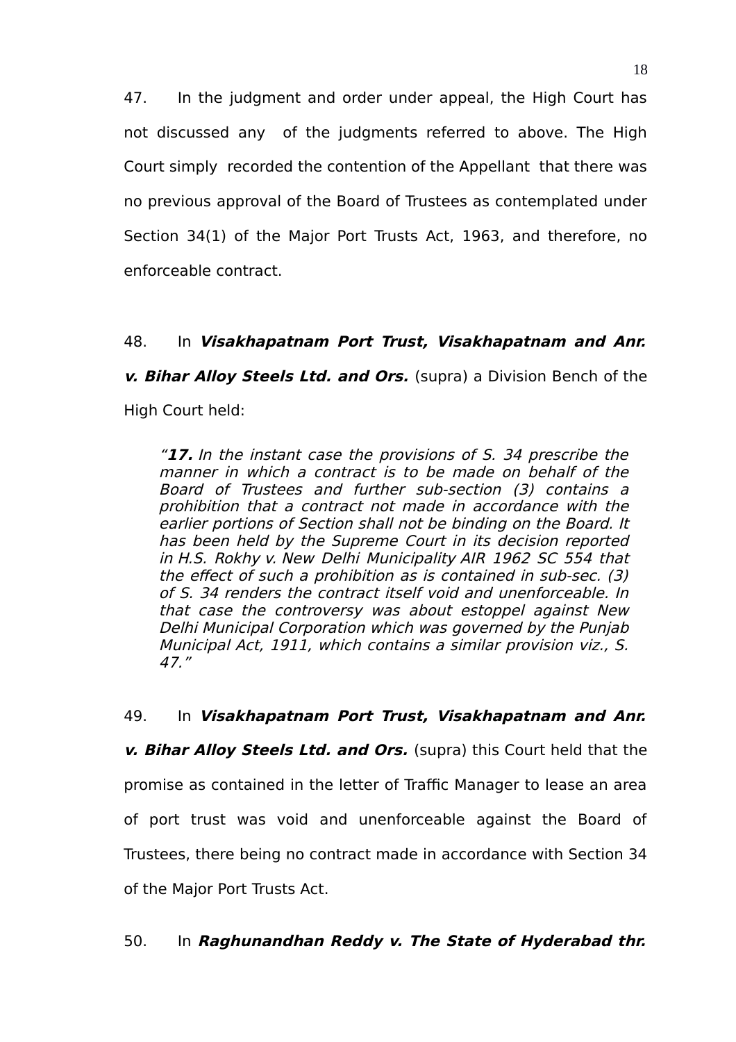47. In the judgment and order under appeal, the High Court has not discussed any of the judgments referred to above. The High Court simply recorded the contention of the Appellant that there was no previous approval of the Board of Trustees as contemplated under Section 34(1) of the Major Port Trusts Act, 1963, and therefore, no enforceable contract.

48. In ***Visakhapatnam Port Trust, Visakhapatnam and Anr. v. Bihar Alloy Steels Ltd. and Ors.*** (supra) a Division Bench of the High Court held:

> *"**17.** In the instant case the provisions of S. 34 prescribe the manner in which a contract is to be made on behalf of the Board of Trustees and further sub-section (3) contains a prohibition that a contract not made in accordance with the earlier portions of Section shall not be binding on the Board. It has been held by the Supreme Court in its decision reported in H.S. Rokhy v. New Delhi Municipality AIR 1962 SC 554 that the effect of such a prohibition as is contained in sub-sec. (3) of S. 34 renders the contract itself void and unenforceable. In that case the controversy was about estoppel against New Delhi Municipal Corporation which was governed by the Punjab Municipal Act, 1911, which contains a similar provision viz., S. 47."*

49. In ***Visakhapatnam Port Trust, Visakhapatnam and Anr. v. Bihar Alloy Steels Ltd. and Ors.*** (supra) this Court held that the promise as contained in the letter of Traffic Manager to lease an area of port trust was void and unenforceable against the Board of Trustees, there being no contract made in accordance with Section 34 of the Major Port Trusts Act.

50. In ***Raghunandhan Reddy v. The State of Hyderabad thr.***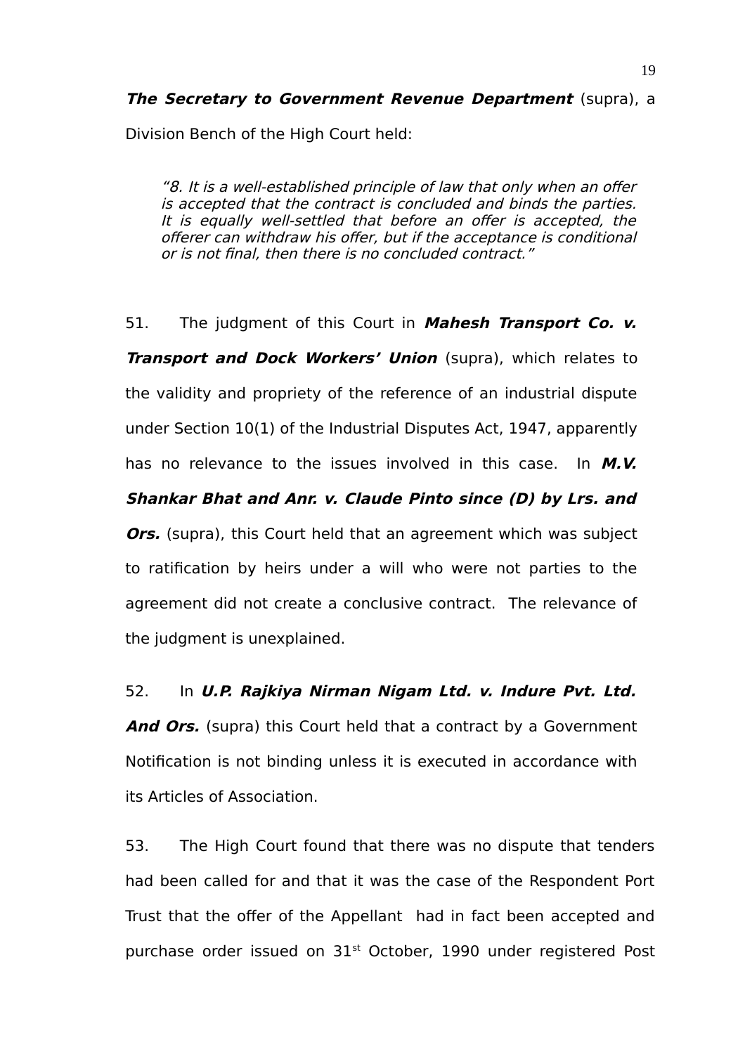***The Secretary to Government Revenue Department*** (supra), a Division Bench of the High Court held:

> *"8. It is a well-established principle of law that only when an offer is accepted that the contract is concluded and binds the parties. It is equally well-settled that before an offer is accepted, the offerer can withdraw his offer, but if the acceptance is conditional or is not final, then there is no concluded contract."*

51. The judgment of this Court in ***Mahesh Transport Co. v. Transport and Dock Workers' Union*** (supra), which relates to the validity and propriety of the reference of an industrial dispute under Section 10(1) of the Industrial Disputes Act, 1947, apparently has no relevance to the issues involved in this case. In ***M.V. Shankar Bhat and Anr. v. Claude Pinto since (D) by Lrs. and Ors.*** (supra), this Court held that an agreement which was subject to ratification by heirs under a will who were not parties to the agreement did not create a conclusive contract. The relevance of the judgment is unexplained.

52. In ***U.P. Rajkiya Nirman Nigam Ltd. v. Indure Pvt. Ltd. And Ors.*** (supra) this Court held that a contract by a Government Notification is not binding unless it is executed in accordance with its Articles of Association.

53. The High Court found that there was no dispute that tenders had been called for and that it was the case of the Respondent Port Trust that the offer of the Appellant had in fact been accepted and purchase order issued on 31st October, 1990 under registered Post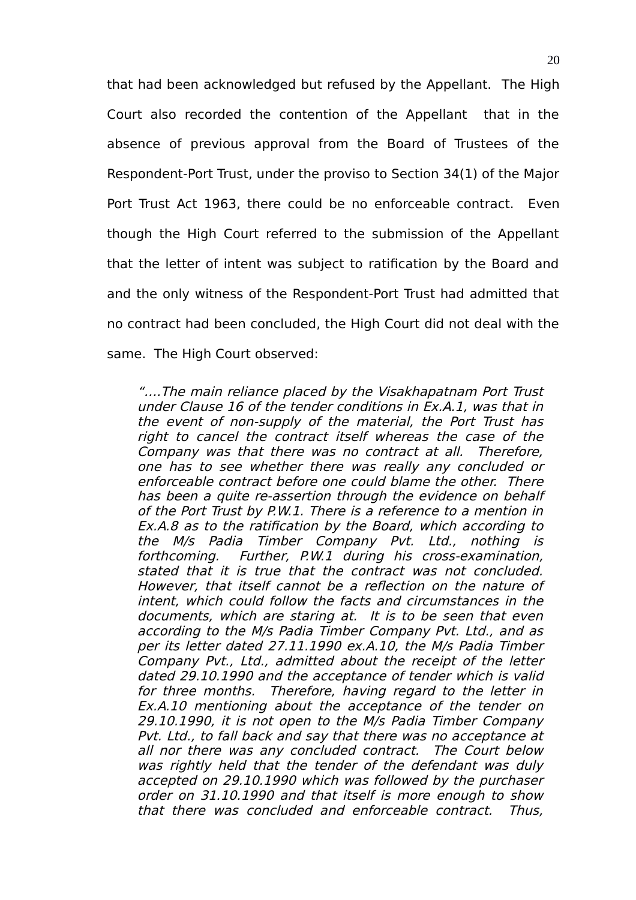that had been acknowledged but refused by the Appellant. The High Court also recorded the contention of the Appellant that in the absence of previous approval from the Board of Trustees of the Respondent-Port Trust, under the proviso to Section 34(1) of the Major Port Trust Act 1963, there could be no enforceable contract. Even though the High Court referred to the submission of the Appellant that the letter of intent was subject to ratification by the Board and and the only witness of the Respondent-Port Trust had admitted that no contract had been concluded, the High Court did not deal with the same. The High Court observed:

> *"….The main reliance placed by the Visakhapatnam Port Trust under Clause 16 of the tender conditions in Ex.A.1, was that in the event of non-supply of the material, the Port Trust has right to cancel the contract itself whereas the case of the Company was that there was no contract at all. Therefore, one has to see whether there was really any concluded or enforceable contract before one could blame the other. There has been a quite re-assertion through the evidence on behalf of the Port Trust by P.W.1. There is a reference to a mention in Ex.A.8 as to the ratification by the Board, which according to the M/s Padia Timber Company Pvt. Ltd., nothing is forthcoming. Further, P.W.1 during his cross-examination, stated that it is true that the contract was not concluded. However, that itself cannot be a reflection on the nature of intent, which could follow the facts and circumstances in the documents, which are staring at. It is to be seen that even according to the M/s Padia Timber Company Pvt. Ltd., and as per its letter dated 27.11.1990 ex.A.10, the M/s Padia Timber Company Pvt., Ltd., admitted about the receipt of the letter dated 29.10.1990 and the acceptance of tender which is valid for three months. Therefore, having regard to the letter in Ex.A.10 mentioning about the acceptance of the tender on 29.10.1990, it is not open to the M/s Padia Timber Company Pvt. Ltd., to fall back and say that there was no acceptance at all nor there was any concluded contract. The Court below was rightly held that the tender of the defendant was duly accepted on 29.10.1990 which was followed by the purchaser order on 31.10.1990 and that itself is more enough to show that there was concluded and enforceable contract. Thus,*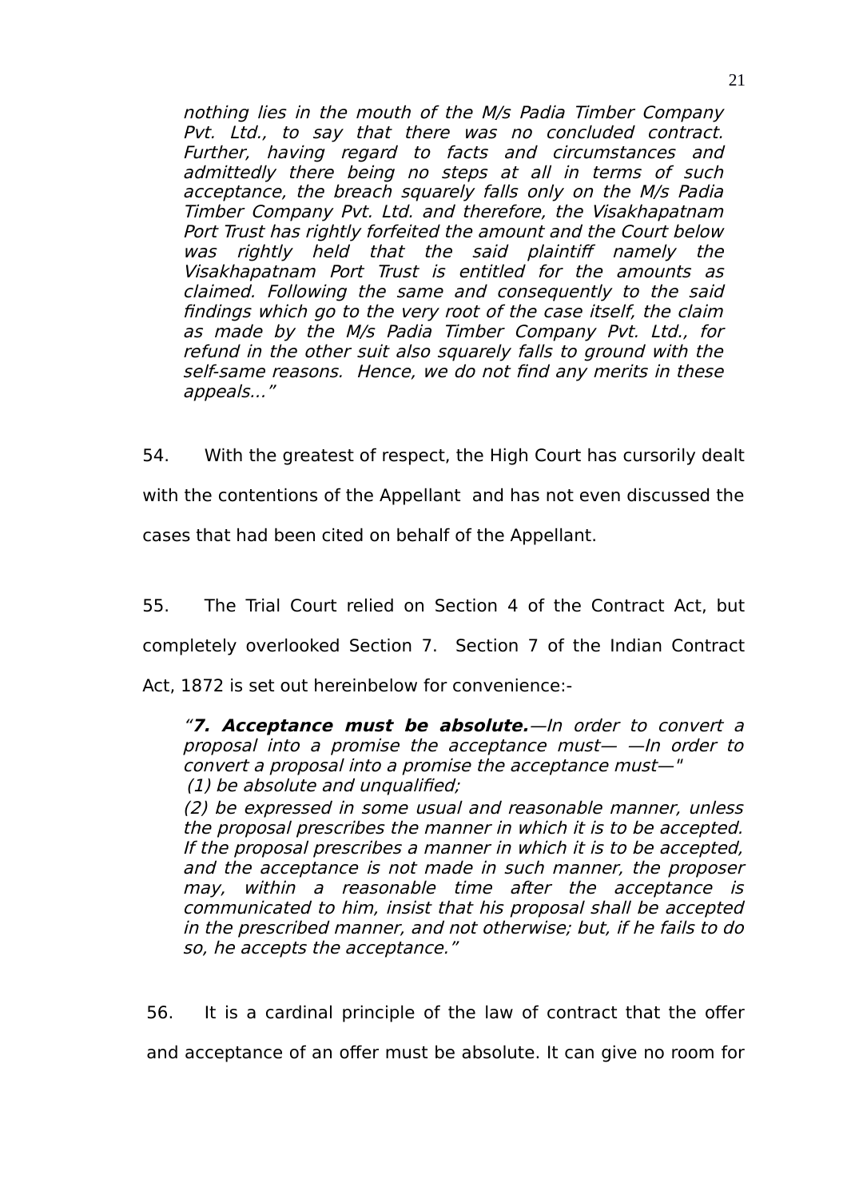*nothing lies in the mouth of the M/s Padia Timber Company Pvt. Ltd., to say that there was no concluded contract. Further, having regard to facts and circumstances and admittedly there being no steps at all in terms of such acceptance, the breach squarely falls only on the M/s Padia Timber Company Pvt. Ltd. and therefore, the Visakhapatnam Port Trust has rightly forfeited the amount and the Court below was rightly held that the said plaintiff namely the Visakhapatnam Port Trust is entitled for the amounts as claimed. Following the same and consequently to the said findings which go to the very root of the case itself, the claim as made by the M/s Padia Timber Company Pvt. Ltd., for refund in the other suit also squarely falls to ground with the self-same reasons. Hence, we do not find any merits in these appeals…"*

54. With the greatest of respect, the High Court has cursorily dealt with the contentions of the Appellant and has not even discussed the cases that had been cited on behalf of the Appellant.

55. The Trial Court relied on Section 4 of the Contract Act, but completely overlooked Section 7. Section 7 of the Indian Contract Act, 1872 is set out hereinbelow for convenience:-

*"**7. Acceptance must be absolute.**—In order to convert a proposal into a promise the acceptance must— —In order to convert a proposal into a promise the acceptance must—"*
*(1) be absolute and unqualified;*
*(2) be expressed in some usual and reasonable manner, unless the proposal prescribes the manner in which it is to be accepted. If the proposal prescribes a manner in which it is to be accepted, and the acceptance is not made in such manner, the proposer may, within a reasonable time after the acceptance is communicated to him, insist that his proposal shall be accepted in the prescribed manner, and not otherwise; but, if he fails to do so, he accepts the acceptance."*

56. It is a cardinal principle of the law of contract that the offer and acceptance of an offer must be absolute. It can give no room for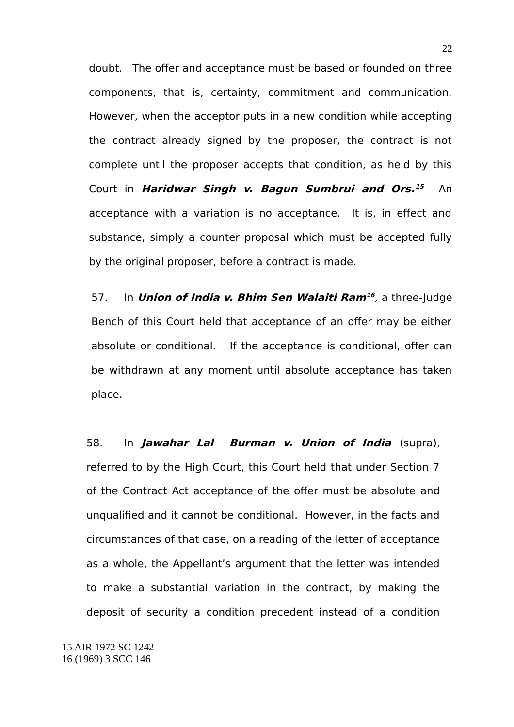doubt. The offer and acceptance must be based or founded on three components, that is, certainty, commitment and communication. However, when the acceptor puts in a new condition while accepting the contract already signed by the proposer, the contract is not complete until the proposer accepts that condition, as held by this Court in ***Haridwar Singh v. Bagun Sumbrui and Ors.***[15] An acceptance with a variation is no acceptance. It is, in effect and substance, simply a counter proposal which must be accepted fully by the original proposer, before a contract is made.

57. In ***Union of India v. Bhim Sen Walaiti Ram***[16]*,* a three-Judge Bench of this Court held that acceptance of an offer may be either absolute or conditional. If the acceptance is conditional, offer can be withdrawn at any moment until absolute acceptance has taken place.

58. In ***Jawahar Lal Burman v. Union of India*** (supra), referred to by the High Court, this Court held that under Section 7 of the Contract Act acceptance of the offer must be absolute and unqualified and it cannot be conditional. However, in the facts and circumstances of that case, on a reading of the letter of acceptance as a whole, the Appellant's argument that the letter was intended to make a substantial variation in the contract, by making the deposit of security a condition precedent instead of a condition

15 AIR 1972 SC 1242
16 (1969) 3 SCC 146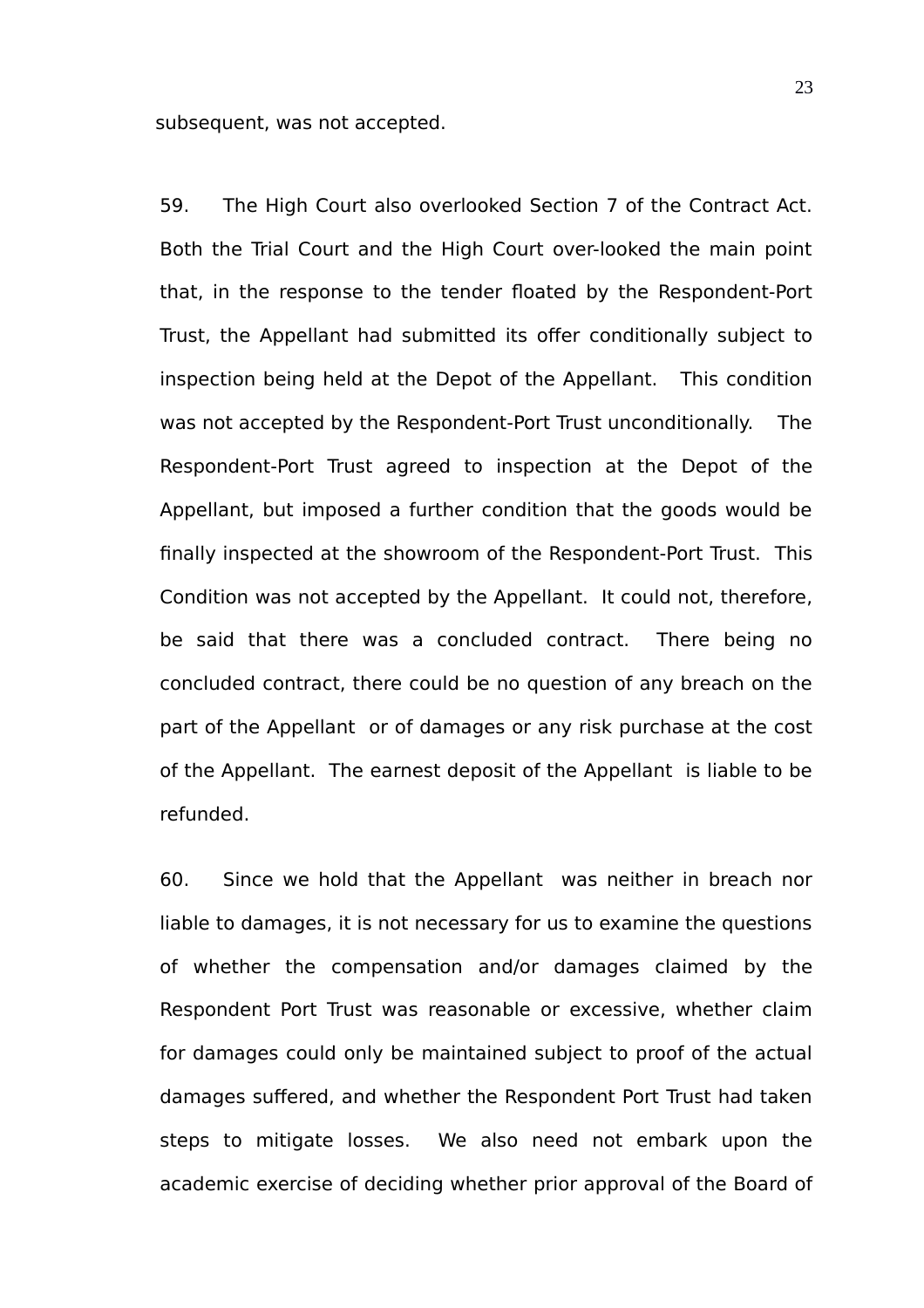subsequent, was not accepted.

59. The High Court also overlooked Section 7 of the Contract Act. Both the Trial Court and the High Court over-looked the main point that, in the response to the tender floated by the Respondent-Port Trust, the Appellant had submitted its offer conditionally subject to inspection being held at the Depot of the Appellant. This condition was not accepted by the Respondent-Port Trust unconditionally. The Respondent-Port Trust agreed to inspection at the Depot of the Appellant, but imposed a further condition that the goods would be finally inspected at the showroom of the Respondent-Port Trust. This Condition was not accepted by the Appellant. It could not, therefore, be said that there was a concluded contract. There being no concluded contract, there could be no question of any breach on the part of the Appellant or of damages or any risk purchase at the cost of the Appellant. The earnest deposit of the Appellant is liable to be refunded.

60. Since we hold that the Appellant was neither in breach nor liable to damages, it is not necessary for us to examine the questions of whether the compensation and/or damages claimed by the Respondent Port Trust was reasonable or excessive, whether claim for damages could only be maintained subject to proof of the actual damages suffered, and whether the Respondent Port Trust had taken steps to mitigate losses. We also need not embark upon the academic exercise of deciding whether prior approval of the Board of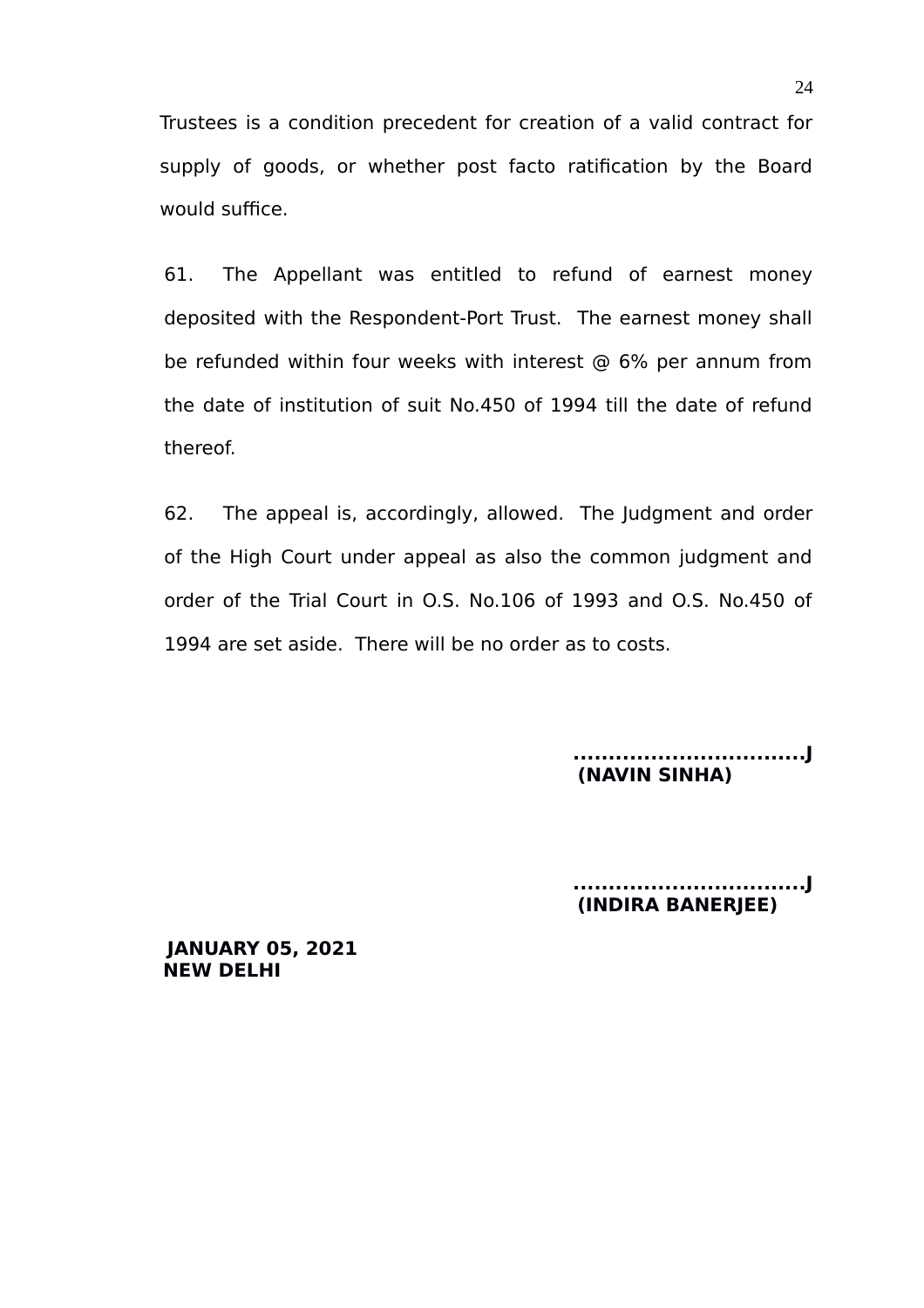Trustees is a condition precedent for creation of a valid contract for supply of goods, or whether post facto ratification by the Board would suffice.

61. The Appellant was entitled to refund of earnest money deposited with the Respondent-Port Trust. The earnest money shall be refunded within four weeks with interest @ 6% per annum from the date of institution of suit No.450 of 1994 till the date of refund thereof.

62. The appeal is, accordingly, allowed. The Judgment and order of the High Court under appeal as also the common judgment and order of the Trial Court in O.S. No.106 of 1993 and O.S. No.450 of 1994 are set aside. There will be no order as to costs.

**.................................J**
**(NAVIN SINHA)**

**.................................J**
**(INDIRA BANERJEE)**

**JANUARY 05, 2021**
**NEW DELHI**